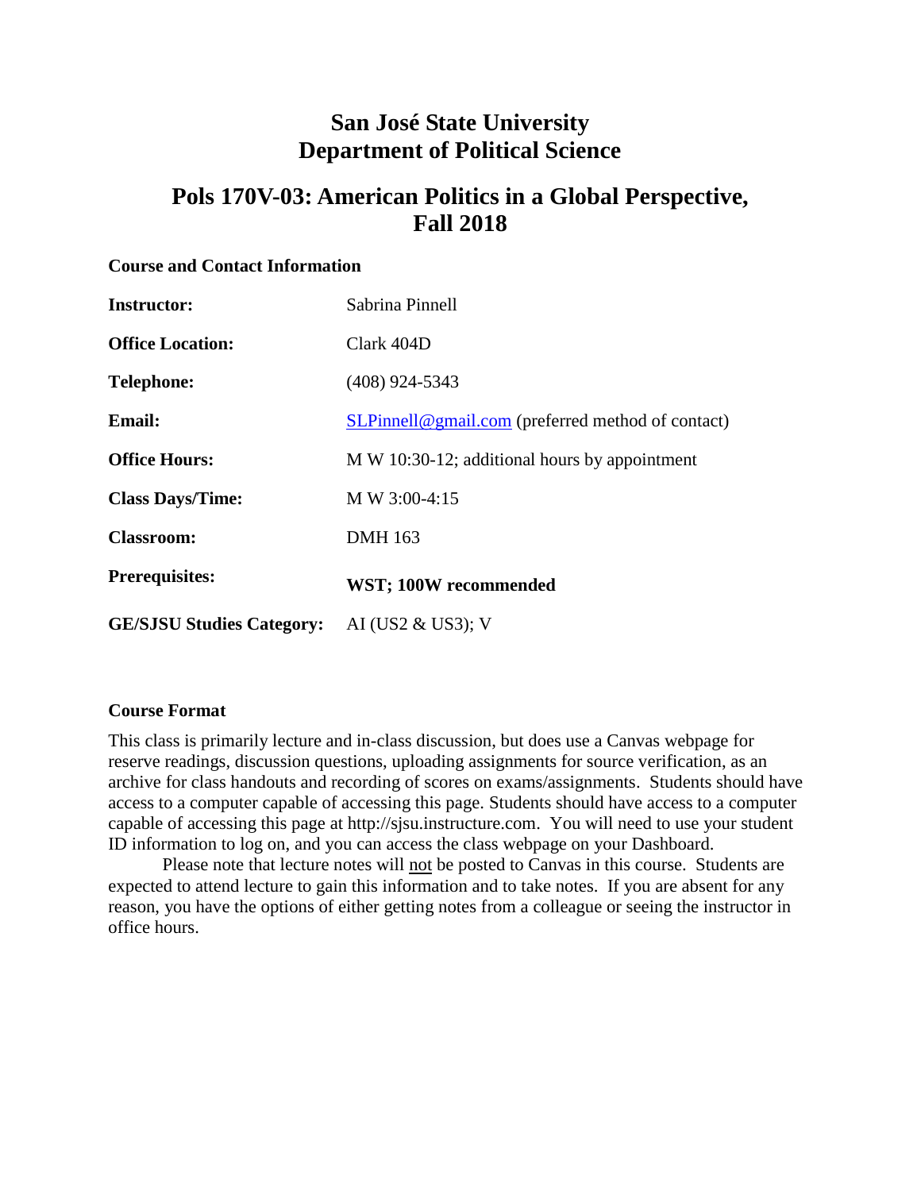# San José State University
# Department of Political Science

## Pols 170V-03: American Politics in a Global Perspective, Fall 2018

### Course and Contact Information

| | |
|---|---|
| **Instructor:** | Sabrina Pinnell |
| **Office Location:** | Clark 404D |
| **Telephone:** | (408) 924-5343 |
| **Email:** | SLPinnell@gmail.com (preferred method of contact) |
| **Office Hours:** | M W 10:30-12; additional hours by appointment |
| **Class Days/Time:** | M W 3:00-4:15 |
| **Classroom:** | DMH 163 |
| **Prerequisites:** | **WST; 100W recommended** |
| **GE/SJSU Studies Category:** | AI (US2 & US3); V |

### Course Format

This class is primarily lecture and in-class discussion, but does use a Canvas webpage for reserve readings, discussion questions, uploading assignments for source verification, as an archive for class handouts and recording of scores on exams/assignments. Students should have access to a computer capable of accessing this page. Students should have access to a computer capable of accessing this page at http://sjsu.instructure.com. You will need to use your student ID information to log on, and you can access the class webpage on your Dashboard.

Please note that lecture notes will not be posted to Canvas in this course. Students are expected to attend lecture to gain this information and to take notes. If you are absent for any reason, you have the options of either getting notes from a colleague or seeing the instructor in office hours.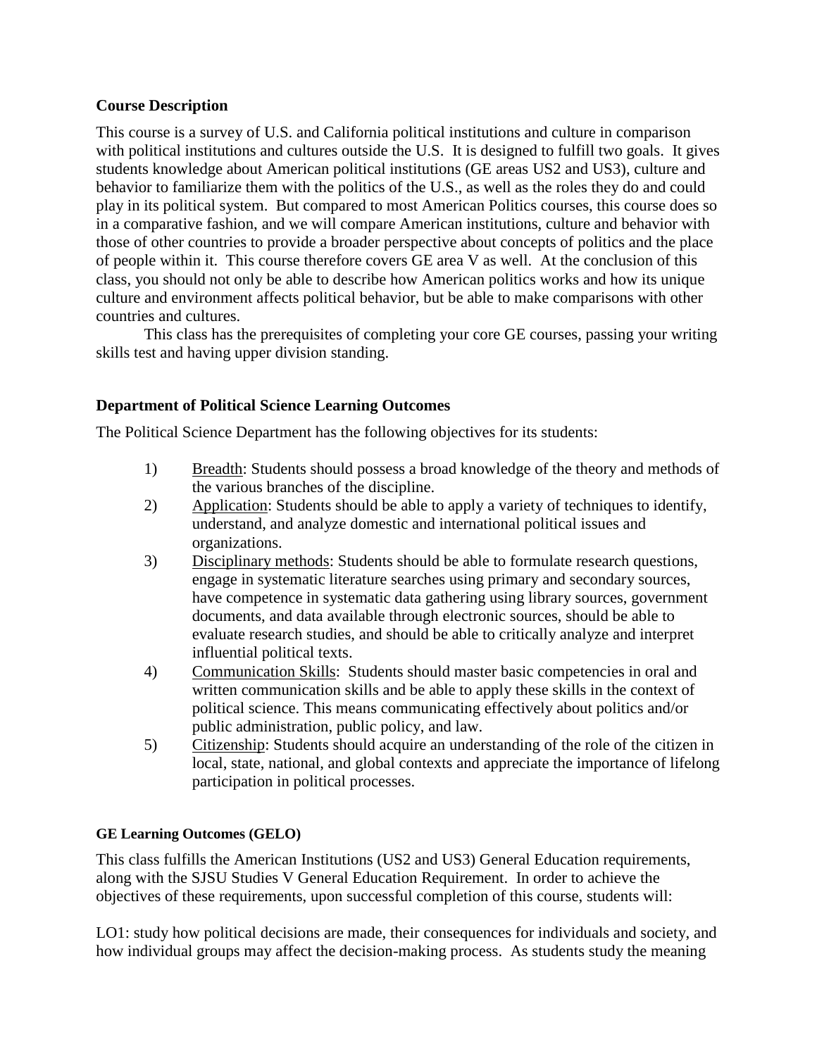### Course Description

This course is a survey of U.S. and California political institutions and culture in comparison with political institutions and cultures outside the U.S. It is designed to fulfill two goals. It gives students knowledge about American political institutions (GE areas US2 and US3), culture and behavior to familiarize them with the politics of the U.S., as well as the roles they do and could play in its political system. But compared to most American Politics courses, this course does so in a comparative fashion, and we will compare American institutions, culture and behavior with those of other countries to provide a broader perspective about concepts of politics and the place of people within it. This course therefore covers GE area V as well. At the conclusion of this class, you should not only be able to describe how American politics works and how its unique culture and environment affects political behavior, but be able to make comparisons with other countries and cultures.

This class has the prerequisites of completing your core GE courses, passing your writing skills test and having upper division standing.

### Department of Political Science Learning Outcomes

The Political Science Department has the following objectives for its students:

1) Breadth: Students should possess a broad knowledge of the theory and methods of the various branches of the discipline.
2) Application: Students should be able to apply a variety of techniques to identify, understand, and analyze domestic and international political issues and organizations.
3) Disciplinary methods: Students should be able to formulate research questions, engage in systematic literature searches using primary and secondary sources, have competence in systematic data gathering using library sources, government documents, and data available through electronic sources, should be able to evaluate research studies, and should be able to critically analyze and interpret influential political texts.
4) Communication Skills: Students should master basic competencies in oral and written communication skills and be able to apply these skills in the context of political science. This means communicating effectively about politics and/or public administration, public policy, and law.
5) Citizenship: Students should acquire an understanding of the role of the citizen in local, state, national, and global contexts and appreciate the importance of lifelong participation in political processes.

#### GE Learning Outcomes (GELO)

This class fulfills the American Institutions (US2 and US3) General Education requirements, along with the SJSU Studies V General Education Requirement. In order to achieve the objectives of these requirements, upon successful completion of this course, students will:

LO1: study how political decisions are made, their consequences for individuals and society, and how individual groups may affect the decision-making process. As students study the meaning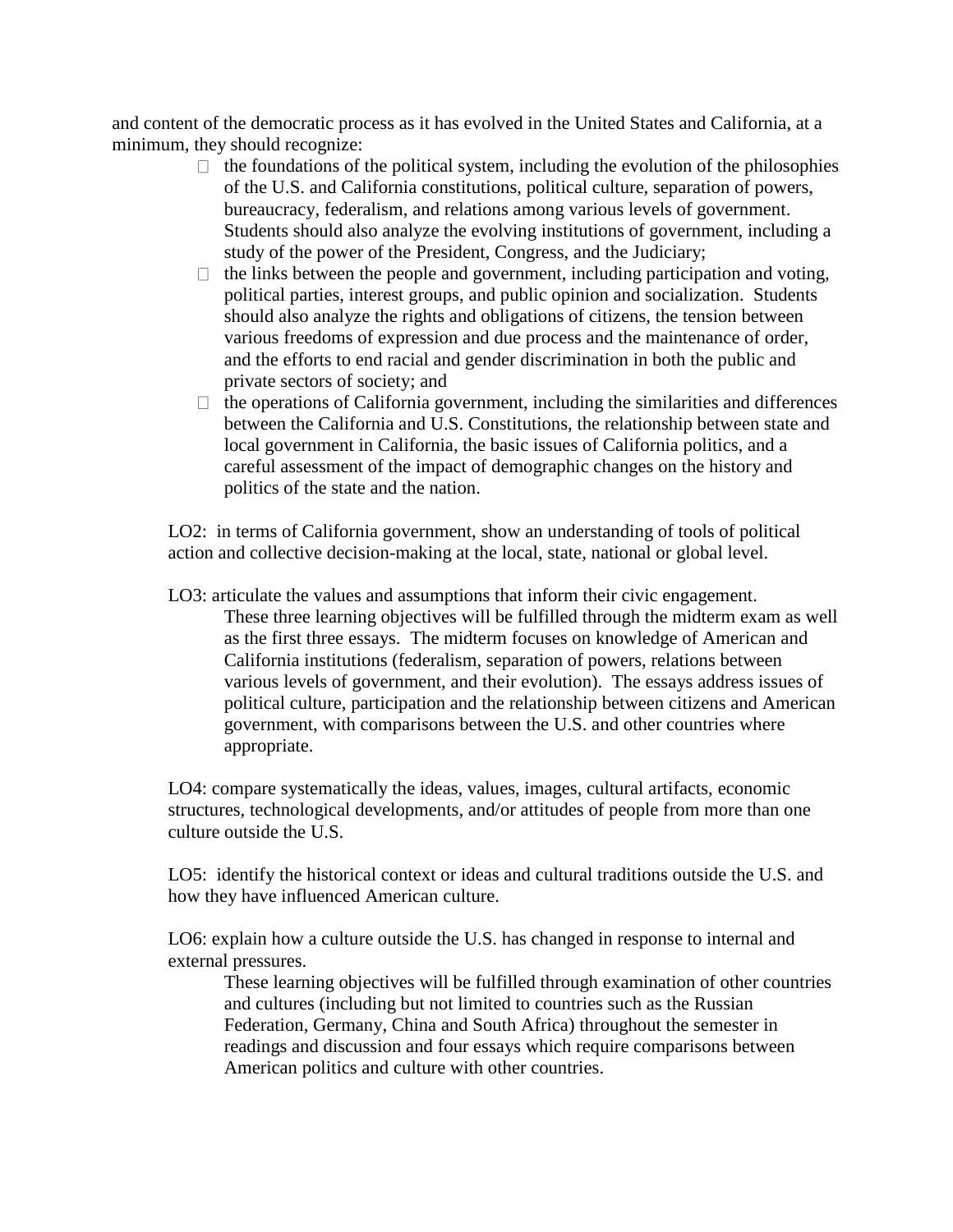and content of the democratic process as it has evolved in the United States and California, at a minimum, they should recognize:

- the foundations of the political system, including the evolution of the philosophies of the U.S. and California constitutions, political culture, separation of powers, bureaucracy, federalism, and relations among various levels of government. Students should also analyze the evolving institutions of government, including a study of the power of the President, Congress, and the Judiciary;
- the links between the people and government, including participation and voting, political parties, interest groups, and public opinion and socialization. Students should also analyze the rights and obligations of citizens, the tension between various freedoms of expression and due process and the maintenance of order, and the efforts to end racial and gender discrimination in both the public and private sectors of society; and
- the operations of California government, including the similarities and differences between the California and U.S. Constitutions, the relationship between state and local government in California, the basic issues of California politics, and a careful assessment of the impact of demographic changes on the history and politics of the state and the nation.

LO2: in terms of California government, show an understanding of tools of political action and collective decision-making at the local, state, national or global level.

LO3: articulate the values and assumptions that inform their civic engagement.

> These three learning objectives will be fulfilled through the midterm exam as well as the first three essays. The midterm focuses on knowledge of American and California institutions (federalism, separation of powers, relations between various levels of government, and their evolution). The essays address issues of political culture, participation and the relationship between citizens and American government, with comparisons between the U.S. and other countries where appropriate.

LO4: compare systematically the ideas, values, images, cultural artifacts, economic structures, technological developments, and/or attitudes of people from more than one culture outside the U.S.

LO5: identify the historical context or ideas and cultural traditions outside the U.S. and how they have influenced American culture.

LO6: explain how a culture outside the U.S. has changed in response to internal and external pressures.

> These learning objectives will be fulfilled through examination of other countries and cultures (including but not limited to countries such as the Russian Federation, Germany, China and South Africa) throughout the semester in readings and discussion and four essays which require comparisons between American politics and culture with other countries.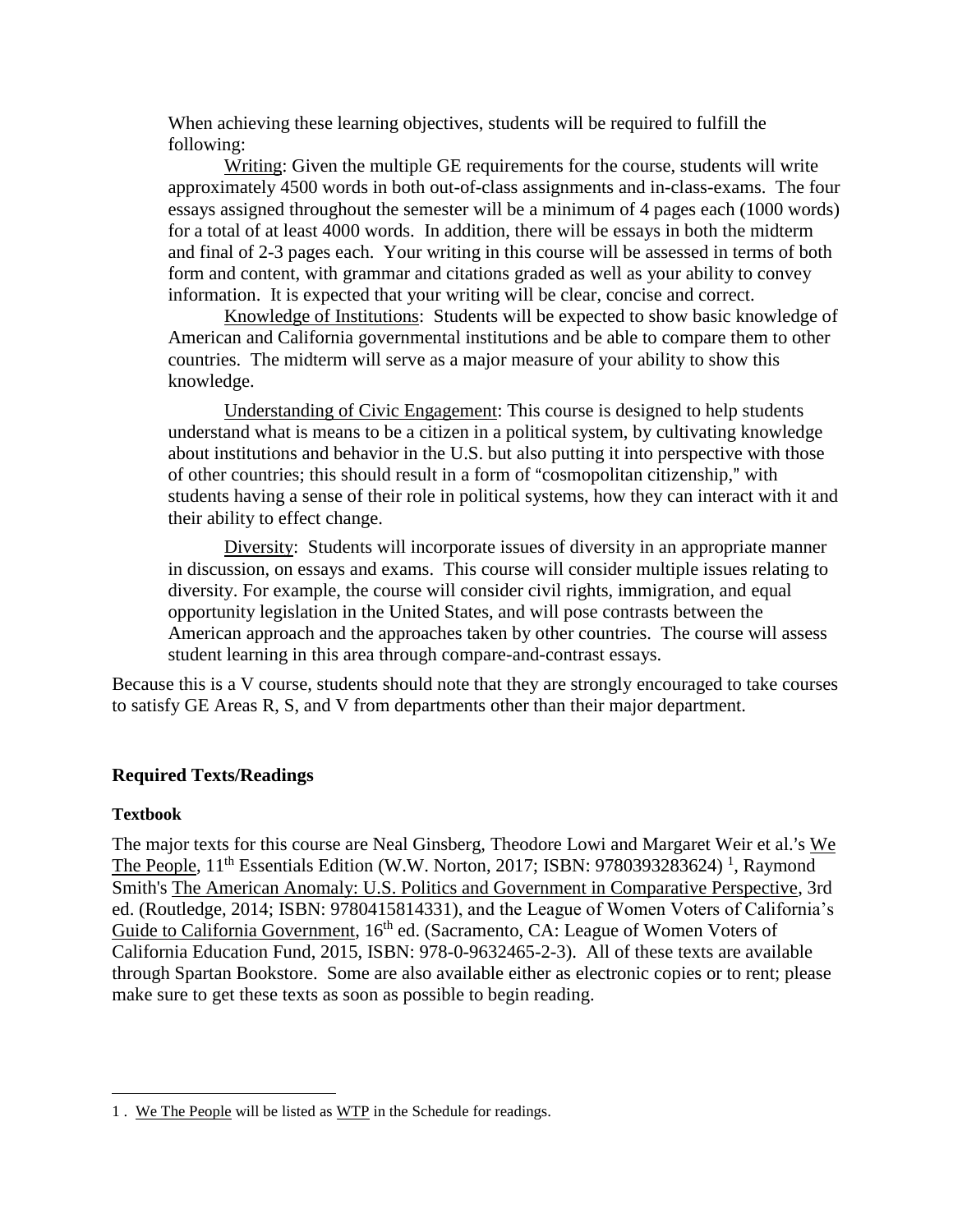When achieving these learning objectives, students will be required to fulfill the following:

Writing: Given the multiple GE requirements for the course, students will write approximately 4500 words in both out-of-class assignments and in-class-exams. The four essays assigned throughout the semester will be a minimum of 4 pages each (1000 words) for a total of at least 4000 words. In addition, there will be essays in both the midterm and final of 2-3 pages each. Your writing in this course will be assessed in terms of both form and content, with grammar and citations graded as well as your ability to convey information. It is expected that your writing will be clear, concise and correct.

Knowledge of Institutions: Students will be expected to show basic knowledge of American and California governmental institutions and be able to compare them to other countries. The midterm will serve as a major measure of your ability to show this knowledge.

Understanding of Civic Engagement: This course is designed to help students understand what is means to be a citizen in a political system, by cultivating knowledge about institutions and behavior in the U.S. but also putting it into perspective with those of other countries; this should result in a form of "cosmopolitan citizenship," with students having a sense of their role in political systems, how they can interact with it and their ability to effect change.

Diversity: Students will incorporate issues of diversity in an appropriate manner in discussion, on essays and exams. This course will consider multiple issues relating to diversity. For example, the course will consider civil rights, immigration, and equal opportunity legislation in the United States, and will pose contrasts between the American approach and the approaches taken by other countries. The course will assess student learning in this area through compare-and-contrast essays.

Because this is a V course, students should note that they are strongly encouraged to take courses to satisfy GE Areas R, S, and V from departments other than their major department.

## Required Texts/Readings

### Textbook

The major texts for this course are Neal Ginsberg, Theodore Lowi and Margaret Weir et al.'s We The People, 11th Essentials Edition (W.W. Norton, 2017; ISBN: 9780393283624) [1], Raymond Smith's The American Anomaly: U.S. Politics and Government in Comparative Perspective, 3rd ed. (Routledge, 2014; ISBN: 9780415814331), and the League of Women Voters of California's Guide to California Government, 16th ed. (Sacramento, CA: League of Women Voters of California Education Fund, 2015, ISBN: 978-0-9632465-2-3). All of these texts are available through Spartan Bookstore. Some are also available either as electronic copies or to rent; please make sure to get these texts as soon as possible to begin reading.

---

1 . We The People will be listed as WTP in the Schedule for readings.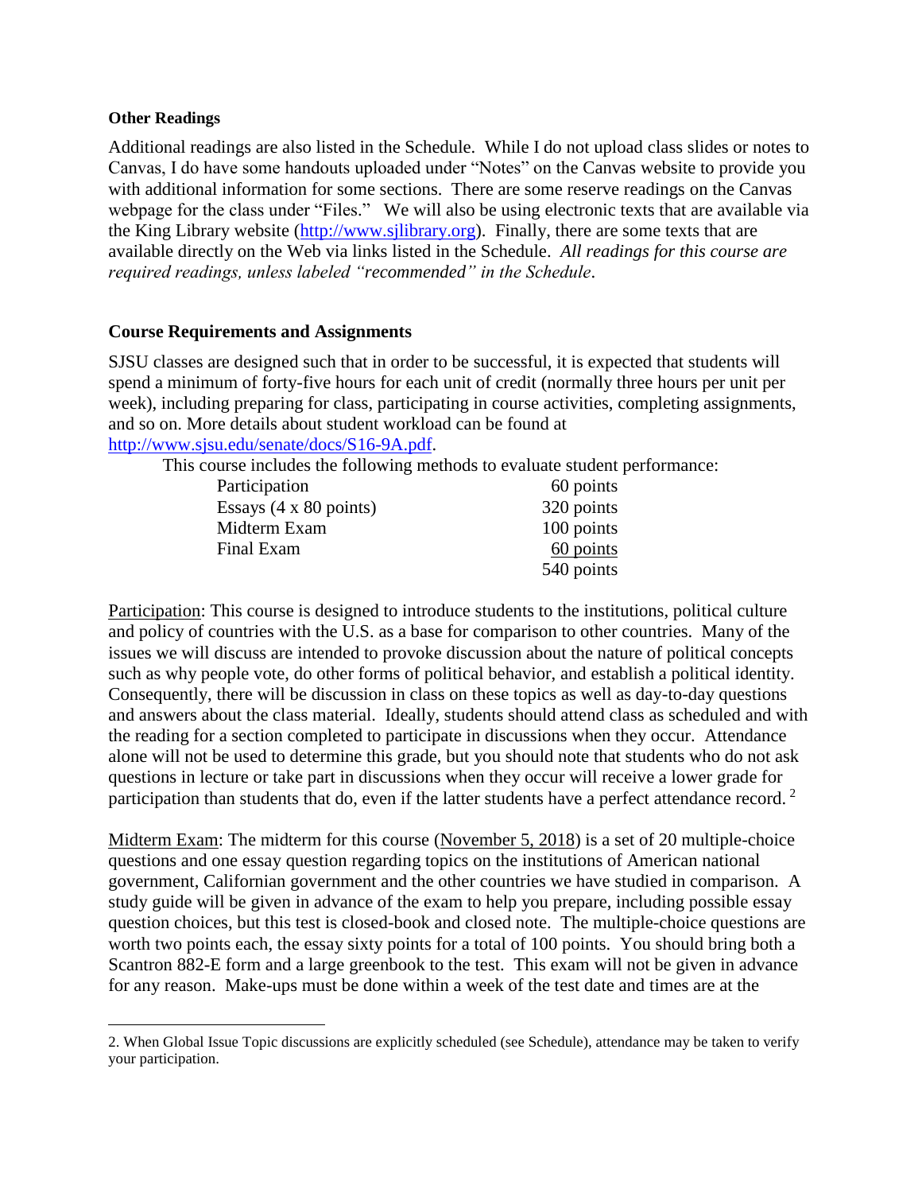**Other Readings**

Additional readings are also listed in the Schedule. While I do not upload class slides or notes to Canvas, I do have some handouts uploaded under "Notes" on the Canvas website to provide you with additional information for some sections. There are some reserve readings on the Canvas webpage for the class under "Files." We will also be using electronic texts that are available via the King Library website (http://www.sjlibrary.org). Finally, there are some texts that are available directly on the Web via links listed in the Schedule. *All readings for this course are required readings, unless labeled "recommended" in the Schedule*.

**Course Requirements and Assignments**

SJSU classes are designed such that in order to be successful, it is expected that students will spend a minimum of forty-five hours for each unit of credit (normally three hours per unit per week), including preparing for class, participating in course activities, completing assignments, and so on. More details about student workload can be found at http://www.sjsu.edu/senate/docs/S16-9A.pdf.

This course includes the following methods to evaluate student performance:

| | |
|---|---|
| Participation | 60 points |
| Essays (4 x 80 points) | 320 points |
| Midterm Exam | 100 points |
| Final Exam | 60 points |
| | 540 points |

Participation: This course is designed to introduce students to the institutions, political culture and policy of countries with the U.S. as a base for comparison to other countries. Many of the issues we will discuss are intended to provoke discussion about the nature of political concepts such as why people vote, do other forms of political behavior, and establish a political identity. Consequently, there will be discussion in class on these topics as well as day-to-day questions and answers about the class material. Ideally, students should attend class as scheduled and with the reading for a section completed to participate in discussions when they occur. Attendance alone will not be used to determine this grade, but you should note that students who do not ask questions in lecture or take part in discussions when they occur will receive a lower grade for participation than students that do, even if the latter students have a perfect attendance record. [2]

Midterm Exam: The midterm for this course (November 5, 2018) is a set of 20 multiple-choice questions and one essay question regarding topics on the institutions of American national government, Californian government and the other countries we have studied in comparison. A study guide will be given in advance of the exam to help you prepare, including possible essay question choices, but this test is closed-book and closed note. The multiple-choice questions are worth two points each, the essay sixty points for a total of 100 points. You should bring both a Scantron 882-E form and a large greenbook to the test. This exam will not be given in advance for any reason. Make-ups must be done within a week of the test date and times are at the

2. When Global Issue Topic discussions are explicitly scheduled (see Schedule), attendance may be taken to verify your participation.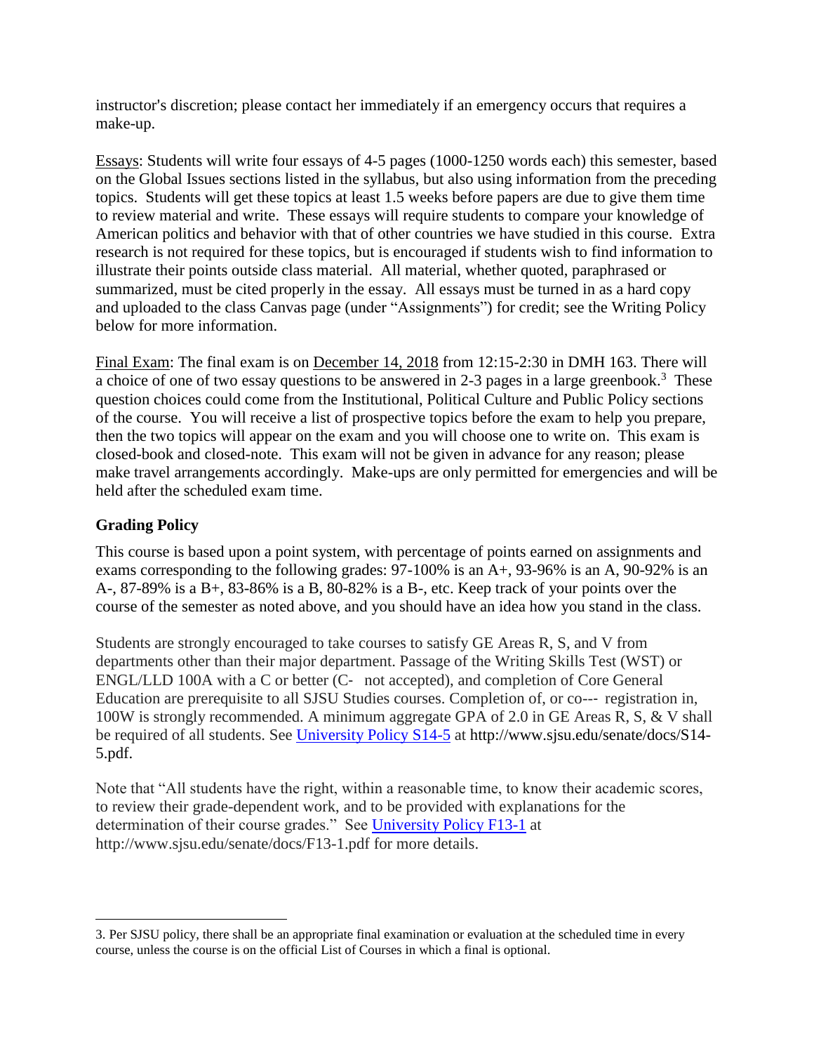instructor's discretion; please contact her immediately if an emergency occurs that requires a make-up.

Essays: Students will write four essays of 4-5 pages (1000-1250 words each) this semester, based on the Global Issues sections listed in the syllabus, but also using information from the preceding topics. Students will get these topics at least 1.5 weeks before papers are due to give them time to review material and write. These essays will require students to compare your knowledge of American politics and behavior with that of other countries we have studied in this course. Extra research is not required for these topics, but is encouraged if students wish to find information to illustrate their points outside class material. All material, whether quoted, paraphrased or summarized, must be cited properly in the essay. All essays must be turned in as a hard copy and uploaded to the class Canvas page (under "Assignments") for credit; see the Writing Policy below for more information.

Final Exam: The final exam is on December 14, 2018 from 12:15-2:30 in DMH 163. There will a choice of one of two essay questions to be answered in 2-3 pages in a large greenbook.[3] These question choices could come from the Institutional, Political Culture and Public Policy sections of the course. You will receive a list of prospective topics before the exam to help you prepare, then the two topics will appear on the exam and you will choose one to write on. This exam is closed-book and closed-note. This exam will not be given in advance for any reason; please make travel arrangements accordingly. Make-ups are only permitted for emergencies and will be held after the scheduled exam time.

### Grading Policy

This course is based upon a point system, with percentage of points earned on assignments and exams corresponding to the following grades: 97-100% is an A+, 93-96% is an A, 90-92% is an A-, 87-89% is a B+, 83-86% is a B, 80-82% is a B-, etc. Keep track of your points over the course of the semester as noted above, and you should have an idea how you stand in the class.

Students are strongly encouraged to take courses to satisfy GE Areas R, S, and V from departments other than their major department. Passage of the Writing Skills Test (WST) or ENGL/LLD 100A with a C or better (C- not accepted), and completion of Core General Education are prerequisite to all SJSU Studies courses. Completion of, or co--- registration in, 100W is strongly recommended. A minimum aggregate GPA of 2.0 in GE Areas R, S, & V shall be required of all students. See University Policy S14-5 at http://www.sjsu.edu/senate/docs/S14-5.pdf.

Note that "All students have the right, within a reasonable time, to know their academic scores, to review their grade-dependent work, and to be provided with explanations for the determination of their course grades." See University Policy F13-1 at http://www.sjsu.edu/senate/docs/F13-1.pdf for more details.

---

3. Per SJSU policy, there shall be an appropriate final examination or evaluation at the scheduled time in every course, unless the course is on the official List of Courses in which a final is optional.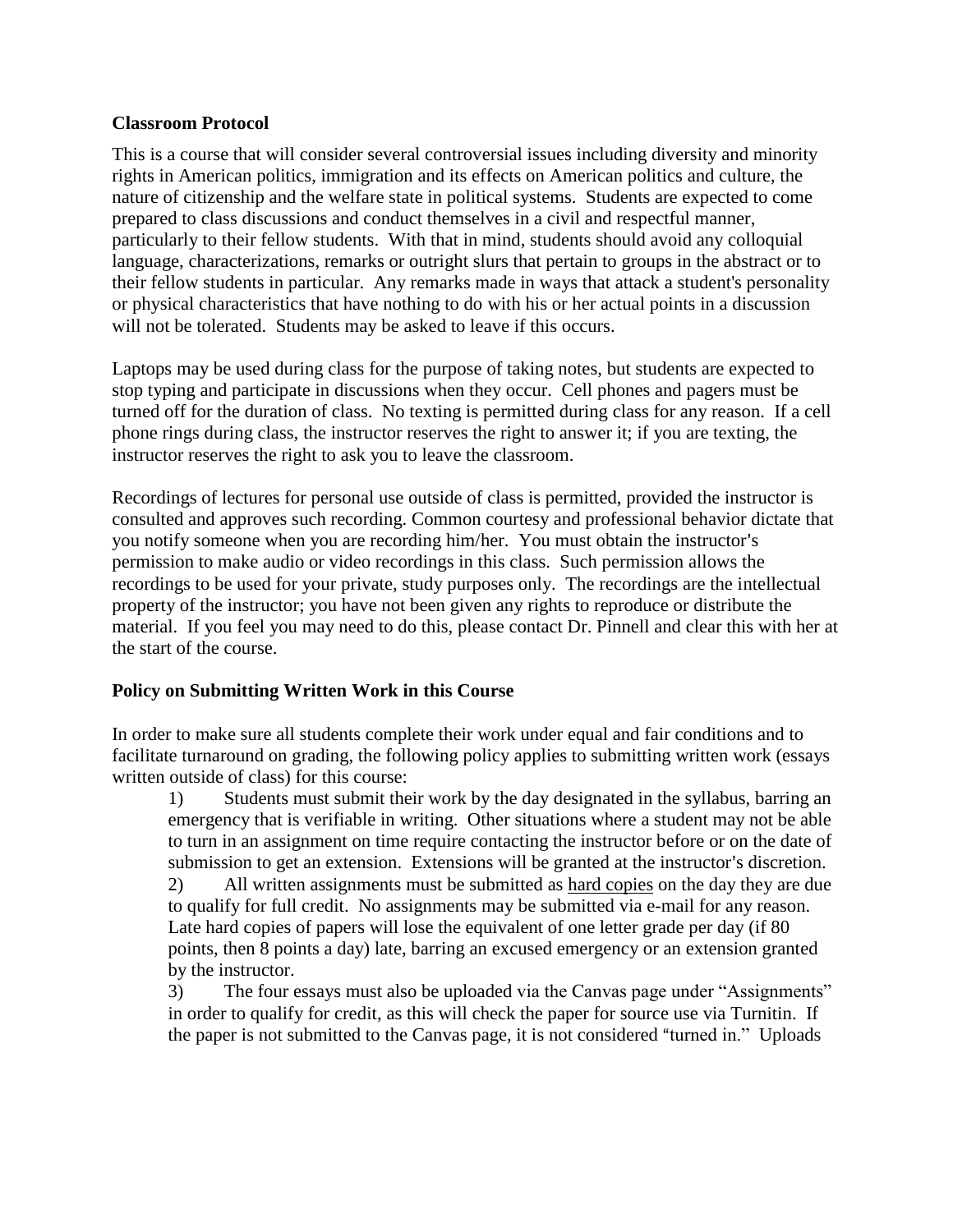**Classroom Protocol**

This is a course that will consider several controversial issues including diversity and minority rights in American politics, immigration and its effects on American politics and culture, the nature of citizenship and the welfare state in political systems. Students are expected to come prepared to class discussions and conduct themselves in a civil and respectful manner, particularly to their fellow students. With that in mind, students should avoid any colloquial language, characterizations, remarks or outright slurs that pertain to groups in the abstract or to their fellow students in particular. Any remarks made in ways that attack a student's personality or physical characteristics that have nothing to do with his or her actual points in a discussion will not be tolerated. Students may be asked to leave if this occurs.

Laptops may be used during class for the purpose of taking notes, but students are expected to stop typing and participate in discussions when they occur. Cell phones and pagers must be turned off for the duration of class. No texting is permitted during class for any reason. If a cell phone rings during class, the instructor reserves the right to answer it; if you are texting, the instructor reserves the right to ask you to leave the classroom.

Recordings of lectures for personal use outside of class is permitted, provided the instructor is consulted and approves such recording. Common courtesy and professional behavior dictate that you notify someone when you are recording him/her. You must obtain the instructor's permission to make audio or video recordings in this class. Such permission allows the recordings to be used for your private, study purposes only. The recordings are the intellectual property of the instructor; you have not been given any rights to reproduce or distribute the material. If you feel you may need to do this, please contact Dr. Pinnell and clear this with her at the start of the course.

**Policy on Submitting Written Work in this Course**

In order to make sure all students complete their work under equal and fair conditions and to facilitate turnaround on grading, the following policy applies to submitting written work (essays written outside of class) for this course:

1) Students must submit their work by the day designated in the syllabus, barring an emergency that is verifiable in writing. Other situations where a student may not be able to turn in an assignment on time require contacting the instructor before or on the date of submission to get an extension. Extensions will be granted at the instructor's discretion.
2) All written assignments must be submitted as <u>hard copies</u> on the day they are due to qualify for full credit. No assignments may be submitted via e-mail for any reason. Late hard copies of papers will lose the equivalent of one letter grade per day (if 80 points, then 8 points a day) late, barring an excused emergency or an extension granted by the instructor.
3) The four essays must also be uploaded via the Canvas page under "Assignments" in order to qualify for credit, as this will check the paper for source use via Turnitin. If the paper is not submitted to the Canvas page, it is not considered "turned in." Uploads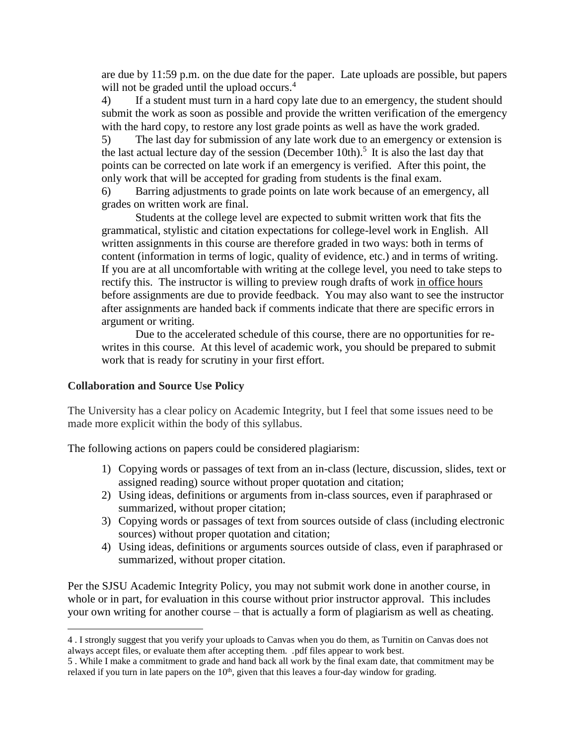are due by 11:59 p.m. on the due date for the paper. Late uploads are possible, but papers will not be graded until the upload occurs.[4]

4) If a student must turn in a hard copy late due to an emergency, the student should submit the work as soon as possible and provide the written verification of the emergency with the hard copy, to restore any lost grade points as well as have the work graded.

5) The last day for submission of any late work due to an emergency or extension is the last actual lecture day of the session (December 10th).[5] It is also the last day that points can be corrected on late work if an emergency is verified. After this point, the only work that will be accepted for grading from students is the final exam.

6) Barring adjustments to grade points on late work because of an emergency, all grades on written work are final.

Students at the college level are expected to submit written work that fits the grammatical, stylistic and citation expectations for college-level work in English. All written assignments in this course are therefore graded in two ways: both in terms of content (information in terms of logic, quality of evidence, etc.) and in terms of writing. If you are at all uncomfortable with writing at the college level, you need to take steps to rectify this. The instructor is willing to preview rough drafts of work <u>in office hours</u> before assignments are due to provide feedback. You may also want to see the instructor after assignments are handed back if comments indicate that there are specific errors in argument or writing.

Due to the accelerated schedule of this course, there are no opportunities for re-writes in this course. At this level of academic work, you should be prepared to submit work that is ready for scrutiny in your first effort.

**Collaboration and Source Use Policy**

The University has a clear policy on Academic Integrity, but I feel that some issues need to be made more explicit within the body of this syllabus.

The following actions on papers could be considered plagiarism:

1) Copying words or passages of text from an in-class (lecture, discussion, slides, text or assigned reading) source without proper quotation and citation;
2) Using ideas, definitions or arguments from in-class sources, even if paraphrased or summarized, without proper citation;
3) Copying words or passages of text from sources outside of class (including electronic sources) without proper quotation and citation;
4) Using ideas, definitions or arguments sources outside of class, even if paraphrased or summarized, without proper citation.

Per the SJSU Academic Integrity Policy, you may not submit work done in another course, in whole or in part, for evaluation in this course without prior instructor approval. This includes your own writing for another course – that is actually a form of plagiarism as well as cheating.

---

4 . I strongly suggest that you verify your uploads to Canvas when you do them, as Turnitin on Canvas does not always accept files, or evaluate them after accepting them. .pdf files appear to work best.

5 . While I make a commitment to grade and hand back all work by the final exam date, that commitment may be relaxed if you turn in late papers on the 10th, given that this leaves a four-day window for grading.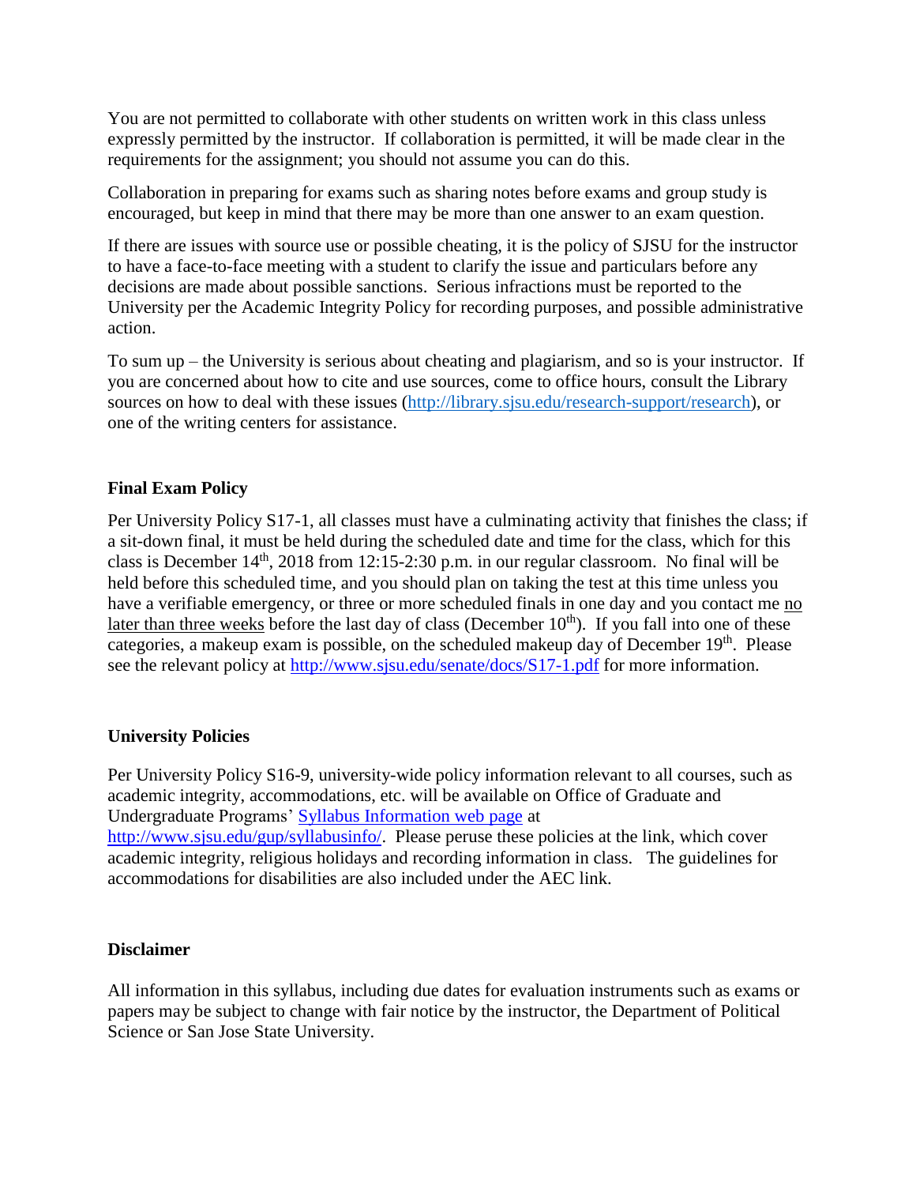You are not permitted to collaborate with other students on written work in this class unless expressly permitted by the instructor. If collaboration is permitted, it will be made clear in the requirements for the assignment; you should not assume you can do this.

Collaboration in preparing for exams such as sharing notes before exams and group study is encouraged, but keep in mind that there may be more than one answer to an exam question.

If there are issues with source use or possible cheating, it is the policy of SJSU for the instructor to have a face-to-face meeting with a student to clarify the issue and particulars before any decisions are made about possible sanctions. Serious infractions must be reported to the University per the Academic Integrity Policy for recording purposes, and possible administrative action.

To sum up – the University is serious about cheating and plagiarism, and so is your instructor. If you are concerned about how to cite and use sources, come to office hours, consult the Library sources on how to deal with these issues (http://library.sjsu.edu/research-support/research), or one of the writing centers for assistance.

### Final Exam Policy

Per University Policy S17-1, all classes must have a culminating activity that finishes the class; if a sit-down final, it must be held during the scheduled date and time for the class, which for this class is December 14th, 2018 from 12:15-2:30 p.m. in our regular classroom. No final will be held before this scheduled time, and you should plan on taking the test at this time unless you have a verifiable emergency, or three or more scheduled finals in one day and you contact me no later than three weeks before the last day of class (December 10th). If you fall into one of these categories, a makeup exam is possible, on the scheduled makeup day of December 19th. Please see the relevant policy at http://www.sjsu.edu/senate/docs/S17-1.pdf for more information.

### University Policies

Per University Policy S16-9, university-wide policy information relevant to all courses, such as academic integrity, accommodations, etc. will be available on Office of Graduate and Undergraduate Programs' Syllabus Information web page at http://www.sjsu.edu/gup/syllabusinfo/. Please peruse these policies at the link, which cover academic integrity, religious holidays and recording information in class. The guidelines for accommodations for disabilities are also included under the AEC link.

### Disclaimer

All information in this syllabus, including due dates for evaluation instruments such as exams or papers may be subject to change with fair notice by the instructor, the Department of Political Science or San Jose State University.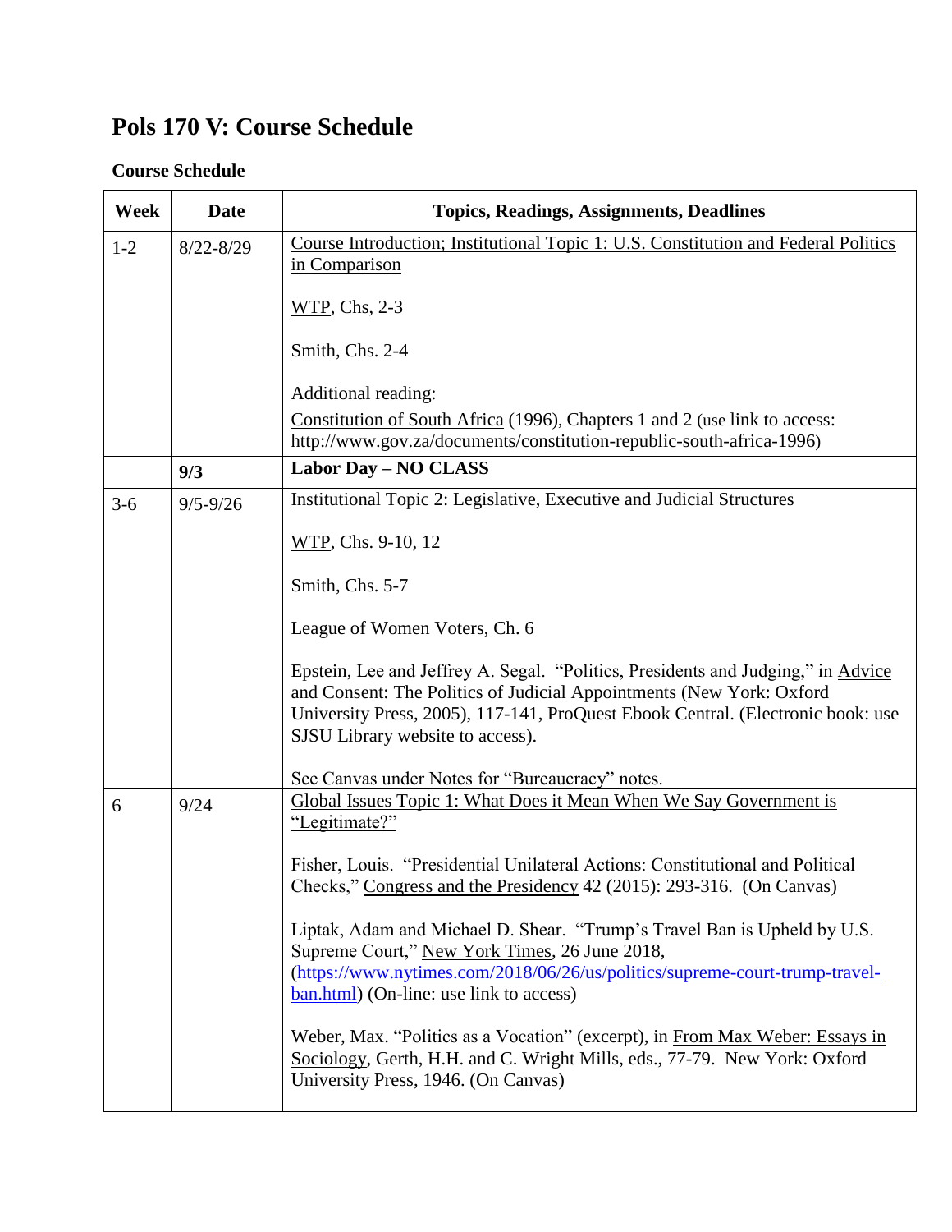# Pols 170 V: Course Schedule

**Course Schedule**

| Week | Date | Topics, Readings, Assignments, Deadlines |
|---|---|---|
| 1-2 | 8/22-8/29 | Course Introduction; Institutional Topic 1: U.S. Constitution and Federal Politics in Comparison<br><br>WTP, Chs, 2-3<br><br>Smith, Chs. 2-4<br><br>Additional reading:<br>Constitution of South Africa (1996), Chapters 1 and 2 (use link to access: http://www.gov.za/documents/constitution-republic-south-africa-1996) |
| | **9/3** | **Labor Day – NO CLASS** |
| 3-6 | 9/5-9/26 | Institutional Topic 2: Legislative, Executive and Judicial Structures<br><br>WTP, Chs. 9-10, 12<br><br>Smith, Chs. 5-7<br><br>League of Women Voters, Ch. 6<br><br>Epstein, Lee and Jeffrey A. Segal. "Politics, Presidents and Judging," in Advice and Consent: The Politics of Judicial Appointments (New York: Oxford University Press, 2005), 117-141, ProQuest Ebook Central. (Electronic book: use SJSU Library website to access).<br><br>See Canvas under Notes for "Bureaucracy" notes. |
| 6 | 9/24 | Global Issues Topic 1: What Does it Mean When We Say Government is "Legitimate?"<br><br>Fisher, Louis. "Presidential Unilateral Actions: Constitutional and Political Checks," Congress and the Presidency 42 (2015): 293-316. (On Canvas)<br><br>Liptak, Adam and Michael D. Shear. "Trump's Travel Ban is Upheld by U.S. Supreme Court," New York Times, 26 June 2018, (https://www.nytimes.com/2018/06/26/us/politics/supreme-court-trump-travel-ban.html) (On-line: use link to access)<br><br>Weber, Max. "Politics as a Vocation" (excerpt), in From Max Weber: Essays in Sociology, Gerth, H.H. and C. Wright Mills, eds., 77-79. New York: Oxford University Press, 1946. (On Canvas) |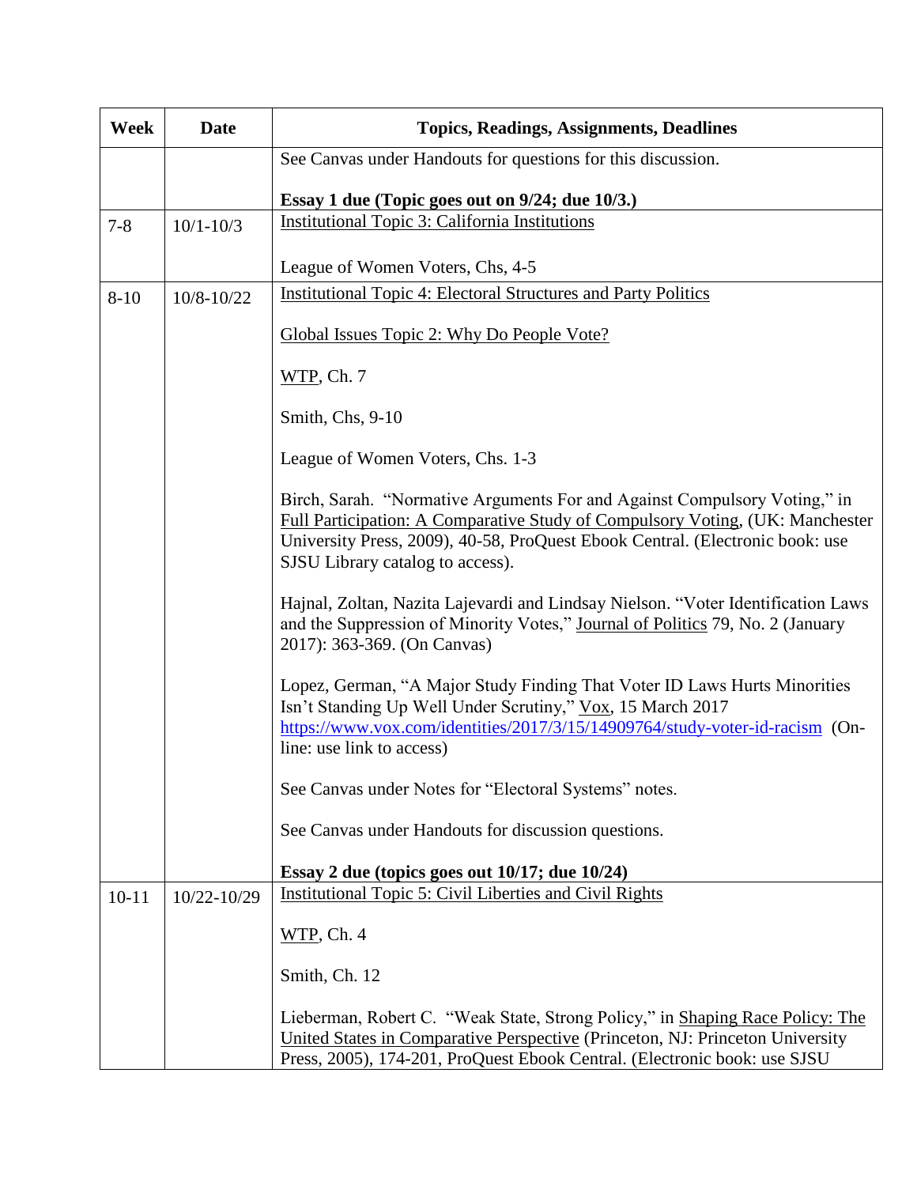| Week | Date | Topics, Readings, Assignments, Deadlines |
|---|---|---|
| | | See Canvas under Handouts for questions for this discussion.<br><br>**Essay 1 due (Topic goes out on 9/24; due 10/3.)** |
| 7-8 | 10/1-10/3 | Institutional Topic 3: California Institutions<br><br>League of Women Voters, Chs, 4-5 |
| 8-10 | 10/8-10/22 | Institutional Topic 4: Electoral Structures and Party Politics<br><br>Global Issues Topic 2: Why Do People Vote?<br><br>WTP, Ch. 7<br><br>Smith, Chs, 9-10<br><br>League of Women Voters, Chs. 1-3<br><br>Birch, Sarah. "Normative Arguments For and Against Compulsory Voting," in Full Participation: A Comparative Study of Compulsory Voting, (UK: Manchester University Press, 2009), 40-58, ProQuest Ebook Central. (Electronic book: use SJSU Library catalog to access).<br><br>Hajnal, Zoltan, Nazita Lajevardi and Lindsay Nielson. "Voter Identification Laws and the Suppression of Minority Votes," Journal of Politics 79, No. 2 (January 2017): 363-369. (On Canvas)<br><br>Lopez, German, "A Major Study Finding That Voter ID Laws Hurts Minorities Isn't Standing Up Well Under Scrutiny," Vox, 15 March 2017 https://www.vox.com/identities/2017/3/15/14909764/study-voter-id-racism (On-line: use link to access)<br><br>See Canvas under Notes for "Electoral Systems" notes.<br><br>See Canvas under Handouts for discussion questions.<br><br>**Essay 2 due (topics goes out 10/17; due 10/24)** |
| 10-11 | 10/22-10/29 | Institutional Topic 5: Civil Liberties and Civil Rights<br><br>WTP, Ch. 4<br><br>Smith, Ch. 12<br><br>Lieberman, Robert C. "Weak State, Strong Policy," in Shaping Race Policy: The United States in Comparative Perspective (Princeton, NJ: Princeton University Press, 2005), 174-201, ProQuest Ebook Central. (Electronic book: use SJSU |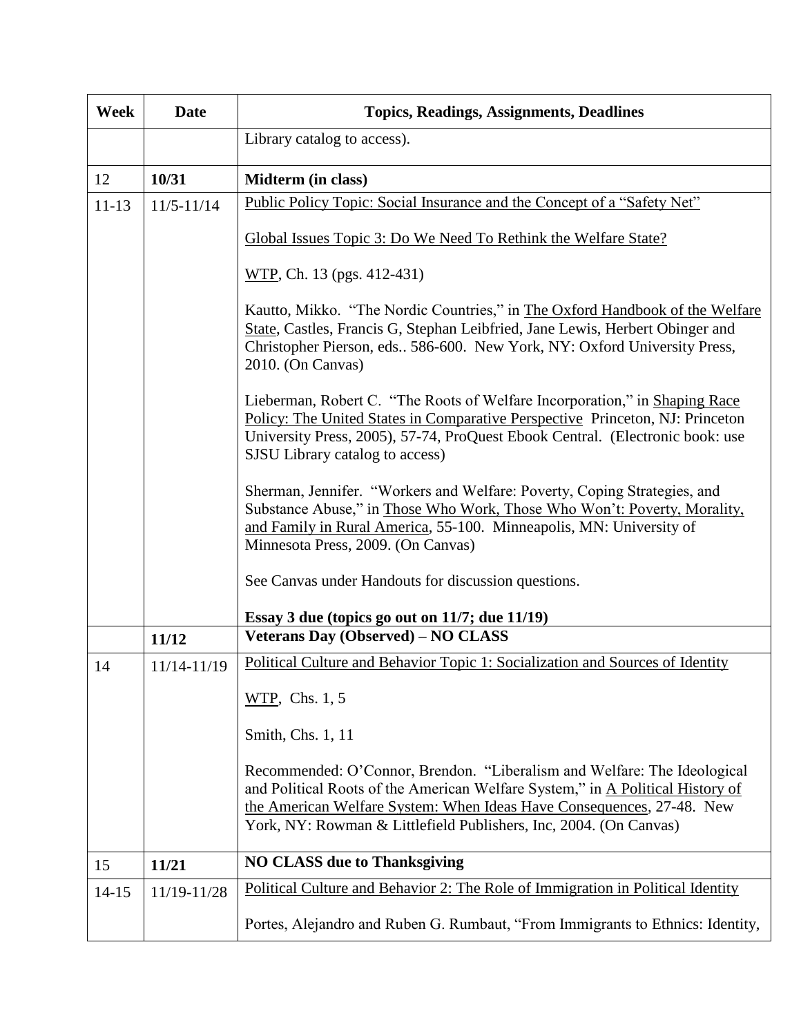| Week | Date | Topics, Readings, Assignments, Deadlines |
| --- | --- | --- |
| | | Library catalog to access). |
| 12 | **10/31** | **Midterm (in class)** |
| 11-13 | 11/5-11/14 | Public Policy Topic: Social Insurance and the Concept of a "Safety Net"<br><br>Global Issues Topic 3: Do We Need To Rethink the Welfare State?<br><br>WTP, Ch. 13 (pgs. 412-431)<br><br>Kautto, Mikko. "The Nordic Countries," in The Oxford Handbook of the Welfare State, Castles, Francis G, Stephan Leibfried, Jane Lewis, Herbert Obinger and Christopher Pierson, eds.. 586-600. New York, NY: Oxford University Press, 2010. (On Canvas)<br><br>Lieberman, Robert C. "The Roots of Welfare Incorporation," in Shaping Race Policy: The United States in Comparative Perspective Princeton, NJ: Princeton University Press, 2005), 57-74, ProQuest Ebook Central. (Electronic book: use SJSU Library catalog to access)<br><br>Sherman, Jennifer. "Workers and Welfare: Poverty, Coping Strategies, and Substance Abuse," in Those Who Work, Those Who Won't: Poverty, Morality, and Family in Rural America, 55-100. Minneapolis, MN: University of Minnesota Press, 2009. (On Canvas)<br><br>See Canvas under Handouts for discussion questions.<br><br>**Essay 3 due (topics go out on 11/7; due 11/19)** |
| | **11/12** | **Veterans Day (Observed) – NO CLASS** |
| 14 | 11/14-11/19 | Political Culture and Behavior Topic 1: Socialization and Sources of Identity<br><br>WTP, Chs. 1, 5<br><br>Smith, Chs. 1, 11<br><br>Recommended: O'Connor, Brendon. "Liberalism and Welfare: The Ideological and Political Roots of the American Welfare System," in A Political History of the American Welfare System: When Ideas Have Consequences, 27-48. New York, NY: Rowman & Littlefield Publishers, Inc, 2004. (On Canvas) |
| 15 | **11/21** | **NO CLASS due to Thanksgiving** |
| 14-15 | 11/19-11/28 | Political Culture and Behavior 2: The Role of Immigration in Political Identity<br><br>Portes, Alejandro and Ruben G. Rumbaut, "From Immigrants to Ethnics: Identity, |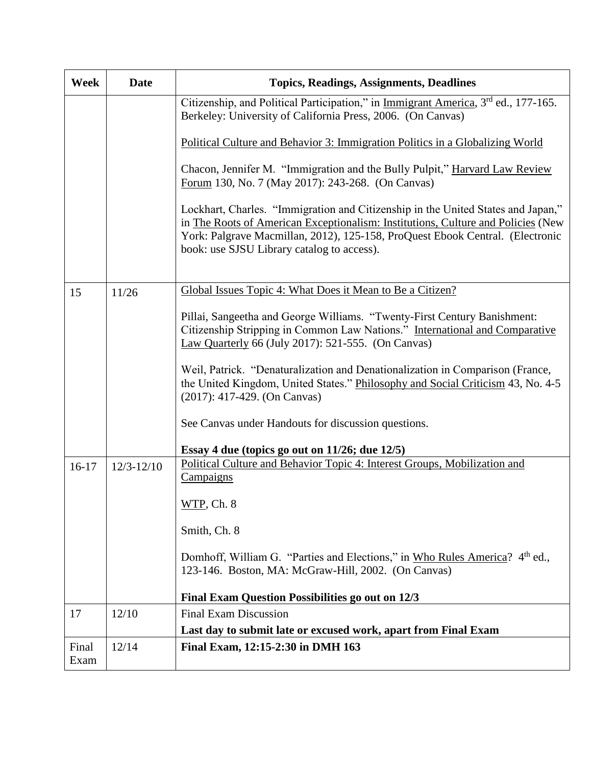| Week | Date | Topics, Readings, Assignments, Deadlines |
|---|---|---|
| | | Citizenship, and Political Participation," in Immigrant America, 3rd ed., 177-165. Berkeley: University of California Press, 2006. (On Canvas)<br><br>Political Culture and Behavior 3: Immigration Politics in a Globalizing World<br><br>Chacon, Jennifer M. "Immigration and the Bully Pulpit," Harvard Law Review Forum 130, No. 7 (May 2017): 243-268. (On Canvas)<br><br>Lockhart, Charles. "Immigration and Citizenship in the United States and Japan," in The Roots of American Exceptionalism: Institutions, Culture and Policies (New York: Palgrave Macmillan, 2012), 125-158, ProQuest Ebook Central. (Electronic book: use SJSU Library catalog to access). |
| 15 | 11/26 | Global Issues Topic 4: What Does it Mean to Be a Citizen?<br><br>Pillai, Sangeetha and George Williams. "Twenty-First Century Banishment: Citizenship Stripping in Common Law Nations." International and Comparative Law Quarterly 66 (July 2017): 521-555. (On Canvas)<br><br>Weil, Patrick. "Denaturalization and Denationalization in Comparison (France, the United Kingdom, United States." Philosophy and Social Criticism 43, No. 4-5 (2017): 417-429. (On Canvas)<br><br>See Canvas under Handouts for discussion questions.<br><br>**Essay 4 due (topics go out on 11/26; due 12/5)** |
| 16-17 | 12/3-12/10 | Political Culture and Behavior Topic 4: Interest Groups, Mobilization and Campaigns<br><br>WTP, Ch. 8<br><br>Smith, Ch. 8<br><br>Domhoff, William G. "Parties and Elections," in Who Rules America? 4th ed., 123-146. Boston, MA: McGraw-Hill, 2002. (On Canvas)<br><br>**Final Exam Question Possibilities go out on 12/3** |
| 17 | 12/10 | Final Exam Discussion<br>**Last day to submit late or excused work, apart from Final Exam** |
| Final Exam | 12/14 | **Final Exam, 12:15-2:30 in DMH 163** |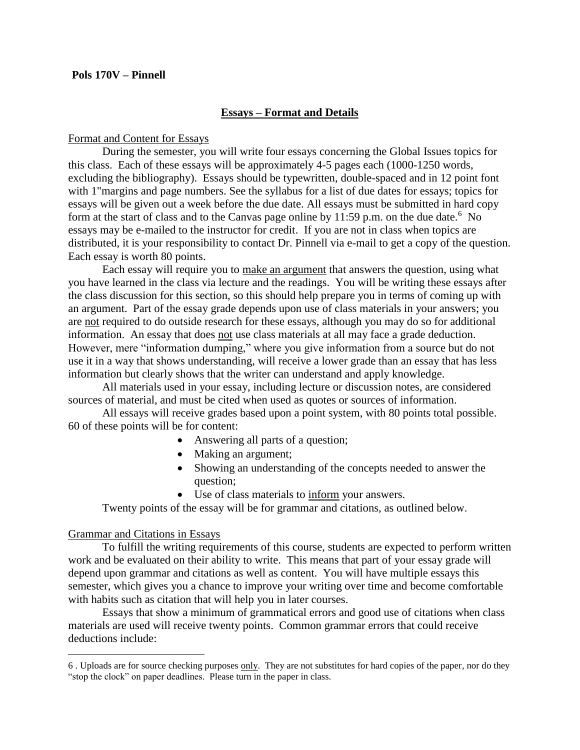**Pols 170V – Pinnell**

## Essays – Format and Details

Format and Content for Essays

During the semester, you will write four essays concerning the Global Issues topics for this class. Each of these essays will be approximately 4-5 pages each (1000-1250 words, excluding the bibliography). Essays should be typewritten, double-spaced and in 12 point font with 1"margins and page numbers. See the syllabus for a list of due dates for essays; topics for essays will be given out a week before the due date. All essays must be submitted in hard copy form at the start of class and to the Canvas page online by 11:59 p.m. on the due date.[6] No essays may be e-mailed to the instructor for credit. If you are not in class when topics are distributed, it is your responsibility to contact Dr. Pinnell via e-mail to get a copy of the question. Each essay is worth 80 points.

Each essay will require you to make an argument that answers the question, using what you have learned in the class via lecture and the readings. You will be writing these essays after the class discussion for this section, so this should help prepare you in terms of coming up with an argument. Part of the essay grade depends upon use of class materials in your answers; you are not required to do outside research for these essays, although you may do so for additional information. An essay that does not use class materials at all may face a grade deduction. However, mere "information dumping," where you give information from a source but do not use it in a way that shows understanding, will receive a lower grade than an essay that has less information but clearly shows that the writer can understand and apply knowledge.

All materials used in your essay, including lecture or discussion notes, are considered sources of material, and must be cited when used as quotes or sources of information.

All essays will receive grades based upon a point system, with 80 points total possible. 60 of these points will be for content:

- Answering all parts of a question;
- Making an argument;
- Showing an understanding of the concepts needed to answer the question;
- Use of class materials to inform your answers.

Twenty points of the essay will be for grammar and citations, as outlined below.

Grammar and Citations in Essays

To fulfill the writing requirements of this course, students are expected to perform written work and be evaluated on their ability to write. This means that part of your essay grade will depend upon grammar and citations as well as content. You will have multiple essays this semester, which gives you a chance to improve your writing over time and become comfortable with habits such as citation that will help you in later courses.

Essays that show a minimum of grammatical errors and good use of citations when class materials are used will receive twenty points. Common grammar errors that could receive deductions include:

---

6 . Uploads are for source checking purposes only. They are not substitutes for hard copies of the paper, nor do they "stop the clock" on paper deadlines. Please turn in the paper in class.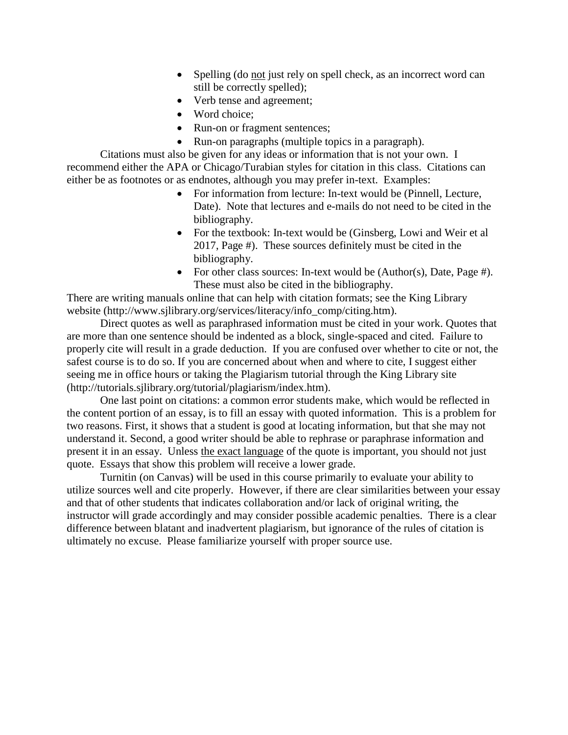- Spelling (do <u>not</u> just rely on spell check, as an incorrect word can still be correctly spelled);
- Verb tense and agreement;
- Word choice;
- Run-on or fragment sentences;
- Run-on paragraphs (multiple topics in a paragraph).

Citations must also be given for any ideas or information that is not your own. I recommend either the APA or Chicago/Turabian styles for citation in this class. Citations can either be as footnotes or as endnotes, although you may prefer in-text. Examples:

- For information from lecture: In-text would be (Pinnell, Lecture, Date). Note that lectures and e-mails do not need to be cited in the bibliography.
- For the textbook: In-text would be (Ginsberg, Lowi and Weir et al 2017, Page #). These sources definitely must be cited in the bibliography.
- For other class sources: In-text would be (Author(s), Date, Page #). These must also be cited in the bibliography.

There are writing manuals online that can help with citation formats; see the King Library website (http://www.sjlibrary.org/services/literacy/info_comp/citing.htm).

Direct quotes as well as paraphrased information must be cited in your work. Quotes that are more than one sentence should be indented as a block, single-spaced and cited. Failure to properly cite will result in a grade deduction. If you are confused over whether to cite or not, the safest course is to do so. If you are concerned about when and where to cite, I suggest either seeing me in office hours or taking the Plagiarism tutorial through the King Library site (http://tutorials.sjlibrary.org/tutorial/plagiarism/index.htm).

One last point on citations: a common error students make, which would be reflected in the content portion of an essay, is to fill an essay with quoted information. This is a problem for two reasons. First, it shows that a student is good at locating information, but that she may not understand it. Second, a good writer should be able to rephrase or paraphrase information and present it in an essay. Unless <u>the exact language</u> of the quote is important, you should not just quote. Essays that show this problem will receive a lower grade.

Turnitin (on Canvas) will be used in this course primarily to evaluate your ability to utilize sources well and cite properly. However, if there are clear similarities between your essay and that of other students that indicates collaboration and/or lack of original writing, the instructor will grade accordingly and may consider possible academic penalties. There is a clear difference between blatant and inadvertent plagiarism, but ignorance of the rules of citation is ultimately no excuse. Please familiarize yourself with proper source use.